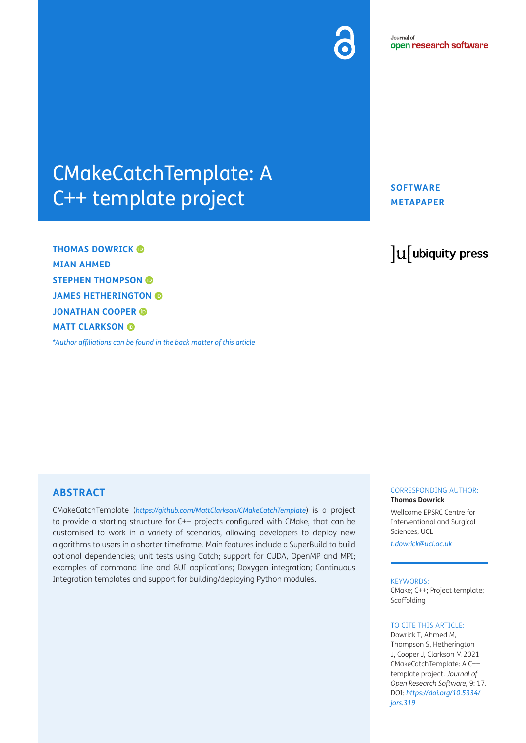Journal of **open research software**

# CMakeCatchTemplate: A C++ template project

**SOFTWARE METAPAPER**

ubiquity press

**THOMAS DOWRICK**
**MIAN AHMED**
**STEPHEN THOMPSON**
**JAMES HETHERINGTON**
**JONATHAN COOPER**
**MATT CLARKSON**

*\*Author affiliations can be found in the back matter of this article*

## ABSTRACT

CMakeCatchTemplate (*https://github.com/MattClarkson/CMakeCatchTemplate*) is a project to provide a starting structure for C++ projects configured with CMake, that can be customised to work in a variety of scenarios, allowing developers to deploy new algorithms to users in a shorter timeframe. Main features include a SuperBuild to build optional dependencies; unit tests using Catch; support for CUDA, OpenMP and MPI; examples of command line and GUI applications; Doxygen integration; Continuous Integration templates and support for building/deploying Python modules.

CORRESPONDING AUTHOR:
**Thomas Dowrick**
Wellcome EPSRC Centre for Interventional and Surgical Sciences, UCL
*t.dowrick@ucl.ac.uk*

KEYWORDS:
CMake; C++; Project template; Scaffolding

TO CITE THIS ARTICLE:
Dowrick T, Ahmed M, Thompson S, Hetherington J, Cooper J, Clarkson M 2021 CMakeCatchTemplate: A C++ template project. *Journal of Open Research Software,* 9: 17. DOI: *https://doi.org/10.5334/jors.319*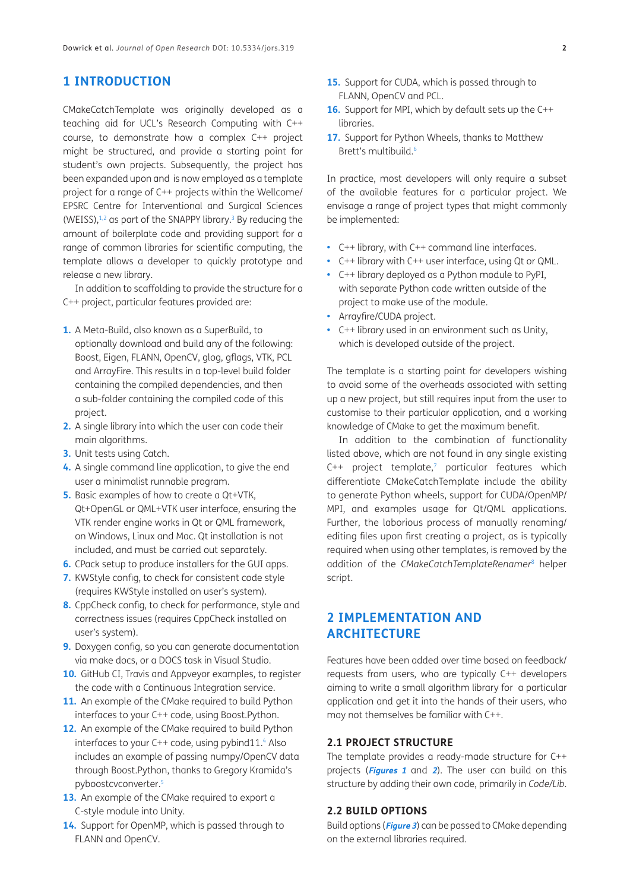# 1 INTRODUCTION

CMakeCatchTemplate was originally developed as a teaching aid for UCL's Research Computing with C++ course, to demonstrate how a complex C++ project might be structured, and provide a starting point for student's own projects. Subsequently, the project has been expanded upon and is now employed as a template project for a range of C++ projects within the Wellcome/EPSRC Centre for Interventional and Surgical Sciences (WEISS),[1,2] as part of the SNAPPY library.[3] By reducing the amount of boilerplate code and providing support for a range of common libraries for scientific computing, the template allows a developer to quickly prototype and release a new library.

In addition to scaffolding to provide the structure for a C++ project, particular features provided are:

1. A Meta-Build, also known as a SuperBuild, to optionally download and build any of the following: Boost, Eigen, FLANN, OpenCV, glog, gflags, VTK, PCL and ArrayFire. This results in a top-level build folder containing the compiled dependencies, and then a sub-folder containing the compiled code of this project.
2. A single library into which the user can code their main algorithms.
3. Unit tests using Catch.
4. A single command line application, to give the end user a minimalist runnable program.
5. Basic examples of how to create a Qt+VTK, Qt+OpenGL or QML+VTK user interface, ensuring the VTK render engine works in Qt or QML framework, on Windows, Linux and Mac. Qt installation is not included, and must be carried out separately.
6. CPack setup to produce installers for the GUI apps.
7. KWStyle config, to check for consistent code style (requires KWStyle installed on user's system).
8. CppCheck config, to check for performance, style and correctness issues (requires CppCheck installed on user's system).
9. Doxygen config, so you can generate documentation via make docs, or a DOCS task in Visual Studio.
10. GitHub CI, Travis and Appveyor examples, to register the code with a Continuous Integration service.
11. An example of the CMake required to build Python interfaces to your C++ code, using Boost.Python.
12. An example of the CMake required to build Python interfaces to your C++ code, using pybind11.[4] Also includes an example of passing numpy/OpenCV data through Boost.Python, thanks to Gregory Kramida's pyboostcvconverter.[5]
13. An example of the CMake required to export a C-style module into Unity.
14. Support for OpenMP, which is passed through to FLANN and OpenCV.
15. Support for CUDA, which is passed through to FLANN, OpenCV and PCL.
16. Support for MPI, which by default sets up the C++ libraries.
17. Support for Python Wheels, thanks to Matthew Brett's multibuild.[6]

In practice, most developers will only require a subset of the available features for a particular project. We envisage a range of project types that might commonly be implemented:

- C++ library, with C++ command line interfaces.
- C++ library with C++ user interface, using Qt or QML.
- C++ library deployed as a Python module to PyPI, with separate Python code written outside of the project to make use of the module.
- Arrayfire/CUDA project.
- C++ library used in an environment such as Unity, which is developed outside of the project.

The template is a starting point for developers wishing to avoid some of the overheads associated with setting up a new project, but still requires input from the user to customise to their particular application, and a working knowledge of CMake to get the maximum benefit.

In addition to the combination of functionality listed above, which are not found in any single existing C++ project template,[7] particular features which differentiate CMakeCatchTemplate include the ability to generate Python wheels, support for CUDA/OpenMP/MPI, and examples usage for Qt/QML applications. Further, the laborious process of manually renaming/editing files upon first creating a project, as is typically required when using other templates, is removed by the addition of the *CMakeCatchTemplateRenamer*[8] helper script.

# 2 IMPLEMENTATION AND ARCHITECTURE

Features have been added over time based on feedback/requests from users, who are typically C++ developers aiming to write a small algorithm library for a particular application and get it into the hands of their users, who may not themselves be familiar with C++.

## 2.1 PROJECT STRUCTURE

The template provides a ready-made structure for C++ projects (***Figures 1*** and ***2***). The user can build on this structure by adding their own code, primarily in *Code/Lib*.

## 2.2 BUILD OPTIONS

Build options (***Figure 3***) can be passed to CMake depending on the external libraries required.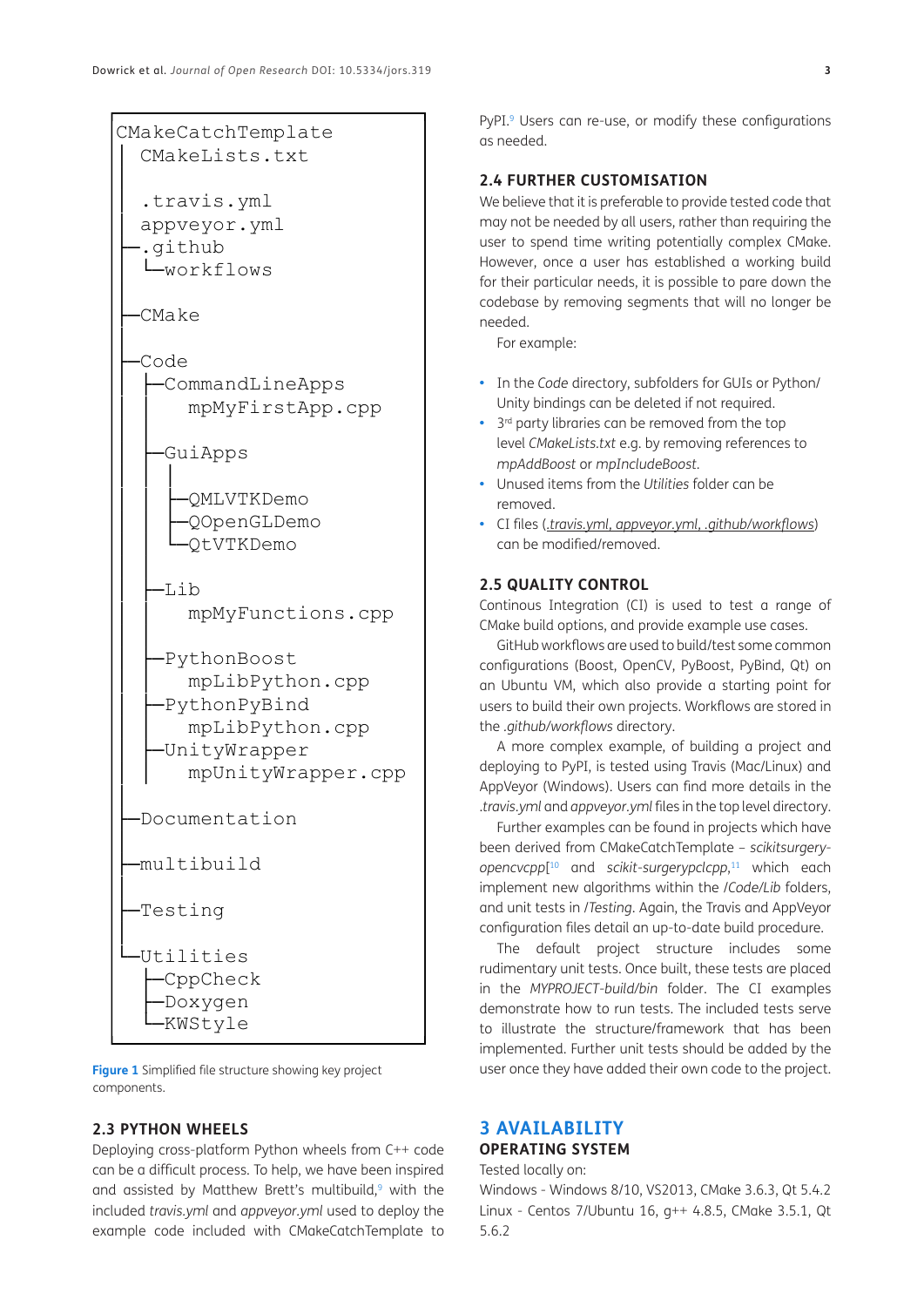```
CMakeCatchTemplate
│  CMakeLists.txt
│
│  .travis.yml
│  appveyor.yml
├─.github
│  └─workflows
│
├─CMake
│
├─Code
│  ├─CommandLineApps
│  │    mpMyFirstApp.cpp
│  │
│  ├─GuiApps
│  │  │
│  │  ├─QMLVTKDemo
│  │  ├─QOpenGLDemo
│  │  └─QtVTKDemo
│  │
│  ├─Lib
│  │    mpMyFunctions.cpp
│  │
│  ├─PythonBoost
│  │    mpLibPython.cpp
│  ├─PythonPyBind
│  │    mpLibPython.cpp
│  ├─UnityWrapper
│  │    mpUnityWrapper.cpp
│
├─Documentation
│
├─multibuild
│
├─Testing
│
└─Utilities
   ├─CppCheck
   ├─Doxygen
   └─KWStyle
```

**Figure 1** Simplified file structure showing key project components.

### 2.3 PYTHON WHEELS

Deploying cross-platform Python wheels from C++ code can be a difficult process. To help, we have been inspired and assisted by Matthew Brett's multibuild,[9] with the included *travis.yml* and *appveyor.yml* used to deploy the example code included with CMakeCatchTemplate to PyPI.[9] Users can re-use, or modify these configurations as needed.

### 2.4 FURTHER CUSTOMISATION

We believe that it is preferable to provide tested code that may not be needed by all users, rather than requiring the user to spend time writing potentially complex CMake. However, once a user has established a working build for their particular needs, it is possible to pare down the codebase by removing segments that will no longer be needed.

For example:

- In the *Code* directory, subfolders for GUIs or Python/Unity bindings can be deleted if not required.
- 3rd party libraries can be removed from the top level *CMakeLists.txt* e.g. by removing references to *mpAddBoost* or *mpIncludeBoost*.
- Unused items from the *Utilities* folder can be removed.
- CI files (*.travis.yml, appveyor.yml, .github/workflows*) can be modified/removed.

### 2.5 QUALITY CONTROL

Continous Integration (CI) is used to test a range of CMake build options, and provide example use cases.

GitHub workflows are used to build/test some common configurations (Boost, OpenCV, PyBoost, PyBind, Qt) on an Ubuntu VM, which also provide a starting point for users to build their own projects. Workflows are stored in the *.github/workflows* directory.

A more complex example, of building a project and deploying to PyPI, is tested using Travis (Mac/Linux) and AppVeyor (Windows). Users can find more details in the *.travis.yml* and *appveyor.yml* files in the top level directory.

Further examples can be found in projects which have been derived from CMakeCatchTemplate – *scikitsurgery-opencvcpp*[[10] and *scikit-surgerypclcpp*,[11] which each implement new algorithms within the */Code/Lib* folders, and unit tests in */Testing*. Again, the Travis and AppVeyor configuration files detail an up-to-date build procedure.

The default project structure includes some rudimentary unit tests. Once built, these tests are placed in the *MYPROJECT-build/bin* folder. The CI examples demonstrate how to run tests. The included tests serve to illustrate the structure/framework that has been implemented. Further unit tests should be added by the user once they have added their own code to the project.

## 3 AVAILABILITY

### OPERATING SYSTEM

Tested locally on:

Windows - Windows 8/10, VS2013, CMake 3.6.3, Qt 5.4.2

Linux - Centos 7/Ubuntu 16, g++ 4.8.5, CMake 3.5.1, Qt 5.6.2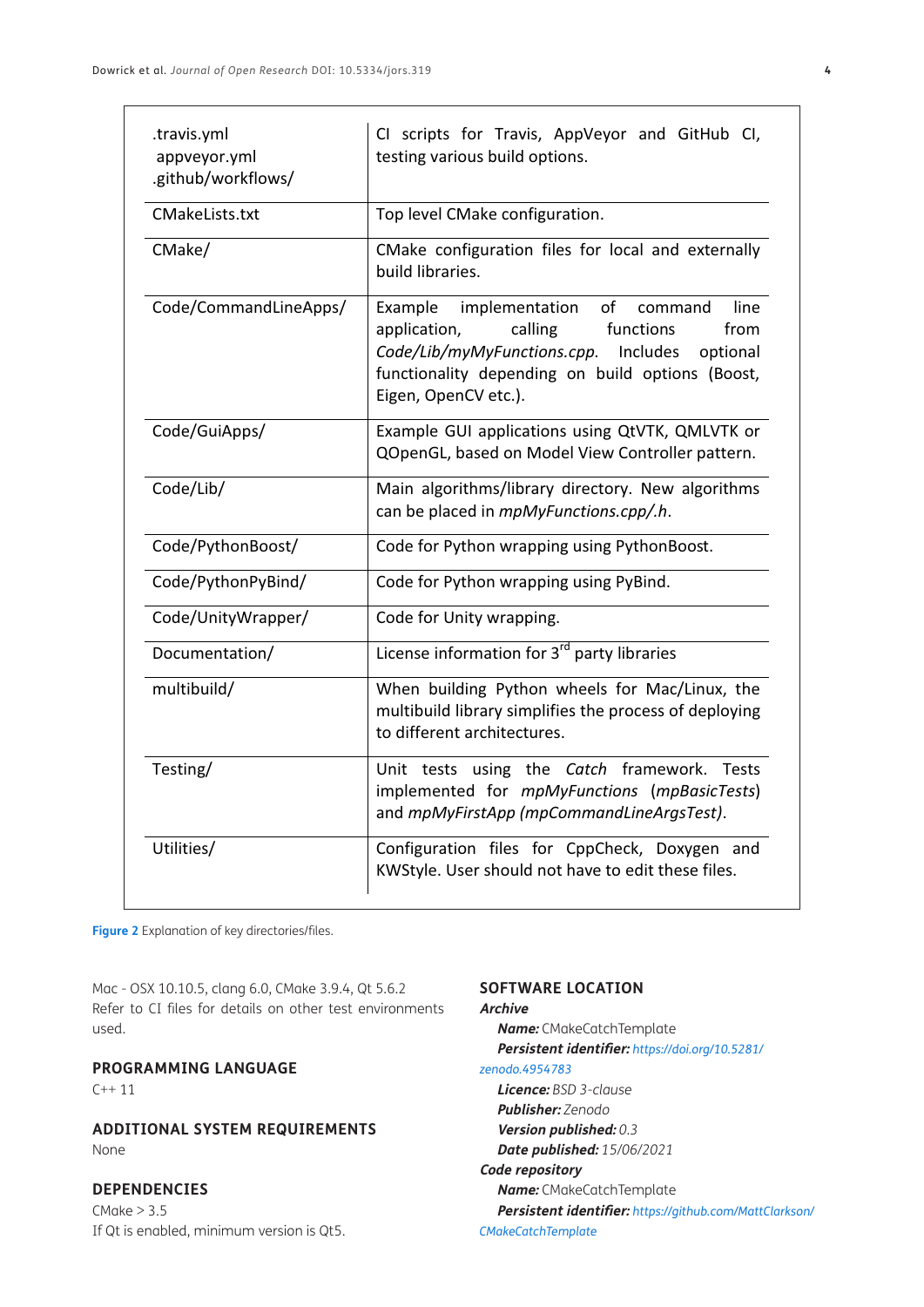| | |
|---|---|
| .travis.yml<br>appveyor.yml<br>.github/workflows/ | CI scripts for Travis, AppVeyor and GitHub CI, testing various build options. |
| CMakeLists.txt | Top level CMake configuration. |
| CMake/ | CMake configuration files for local and externally build libraries. |
| Code/CommandLineApps/ | Example implementation of command line application, calling functions from *Code/Lib/myMyFunctions.cpp*. Includes optional functionality depending on build options (Boost, Eigen, OpenCV etc.). |
| Code/GuiApps/ | Example GUI applications using QtVTK, QMLVTK or QOpenGL, based on Model View Controller pattern. |
| Code/Lib/ | Main algorithms/library directory. New algorithms can be placed in *mpMyFunctions.cpp/.h*. |
| Code/PythonBoost/ | Code for Python wrapping using PythonBoost. |
| Code/PythonPyBind/ | Code for Python wrapping using PyBind. |
| Code/UnityWrapper/ | Code for Unity wrapping. |
| Documentation/ | License information for 3rd party libraries |
| multibuild/ | When building Python wheels for Mac/Linux, the multibuild library simplifies the process of deploying to different architectures. |
| Testing/ | Unit tests using the *Catch* framework. Tests implemented for *mpMyFunctions* (*mpBasicTests*) and *mpMyFirstApp (mpCommandLineArgsTest)*. |
| Utilities/ | Configuration files for CppCheck, Doxygen and KWStyle. User should not have to edit these files. |

**Figure 2** Explanation of key directories/files.

Mac - OSX 10.10.5, clang 6.0, CMake 3.9.4, Qt 5.6.2
Refer to CI files for details on other test environments used.

## PROGRAMMING LANGUAGE

C++ 11

## ADDITIONAL SYSTEM REQUIREMENTS

None

## DEPENDENCIES

CMake > 3.5
If Qt is enabled, minimum version is Qt5.

## SOFTWARE LOCATION

***Archive***

***Name:*** CMakeCatchTemplate
***Persistent identifier:*** https://doi.org/10.5281/zenodo.4954783
***Licence:*** *BSD 3-clause*
***Publisher:*** *Zenodo*
***Version published:*** *0.3*
***Date published:*** *15/06/2021*

***Code repository***

***Name:*** CMakeCatchTemplate
***Persistent identifier:*** https://github.com/MattClarkson/CMakeCatchTemplate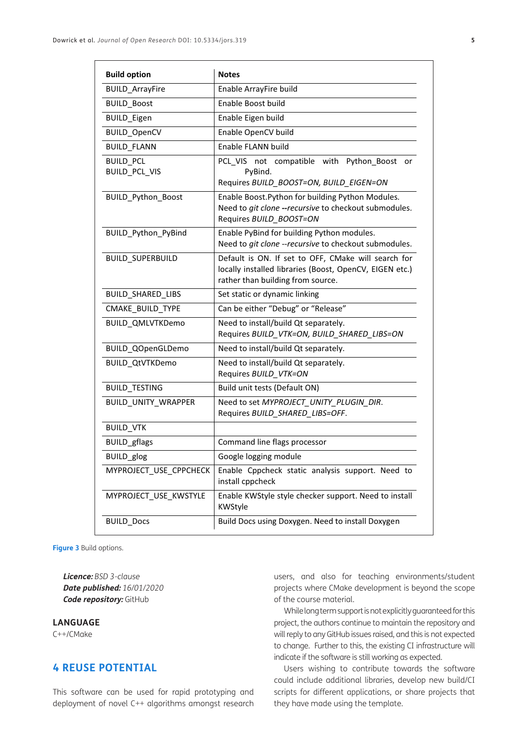| Build option | Notes |
|---|---|
| BUILD_ArrayFire | Enable ArrayFire build |
| BUILD_Boost | Enable Boost build |
| BUILD_Eigen | Enable Eigen build |
| BUILD_OpenCV | Enable OpenCV build |
| BUILD_FLANN | Enable FLANN build |
| BUILD_PCL<br>BUILD_PCL_VIS | PCL_VIS not compatible with Python_Boost or PyBind.<br>Requires *BUILD_BOOST=ON, BUILD_EIGEN=ON* |
| BUILD_Python_Boost | Enable Boost.Python for building Python Modules.<br>Need to *git clone --recursive* to checkout submodules.<br>Requires *BUILD_BOOST=ON* |
| BUILD_Python_PyBind | Enable PyBind for building Python modules.<br>Need to *git clone --recursive* to checkout submodules. |
| BUILD_SUPERBUILD | Default is ON. If set to OFF, CMake will search for locally installed libraries (Boost, OpenCV, EIGEN etc.) rather than building from source. |
| BUILD_SHARED_LIBS | Set static or dynamic linking |
| CMAKE_BUILD_TYPE | Can be either "Debug" or "Release" |
| BUILD_QMLVTKDemo | Need to install/build Qt separately.<br>Requires *BUILD_VTK=ON, BUILD_SHARED_LIBS=ON* |
| BUILD_QOpenGLDemo | Need to install/build Qt separately. |
| BUILD_QtVTKDemo | Need to install/build Qt separately.<br>Requires *BUILD_VTK=ON* |
| BUILD_TESTING | Build unit tests (Default ON) |
| BUILD_UNITY_WRAPPER | Need to set *MYPROJECT_UNITY_PLUGIN_DIR*.<br>Requires *BUILD_SHARED_LIBS=OFF*. |
| BUILD_VTK | |
| BUILD_gflags | Command line flags processor |
| BUILD_glog | Google logging module |
| MYPROJECT_USE_CPPCHECK | Enable Cppcheck static analysis support. Need to install cppcheck |
| MYPROJECT_USE_KWSTYLE | Enable KWStyle style checker support. Need to install KWStyle |
| BUILD_Docs | Build Docs using Doxygen. Need to install Doxygen |

**Figure 3** Build options.

***Licence:*** *BSD 3-clause*
***Date published:*** *16/01/2020*
***Code repository:*** GitHub

## LANGUAGE

C++/CMake

## 4 REUSE POTENTIAL

This software can be used for rapid prototyping and deployment of novel C++ algorithms amongst research users, and also for teaching environments/student projects where CMake development is beyond the scope of the course material.

While long term support is not explicitly guaranteed for this project, the authors continue to maintain the repository and will reply to any GitHub issues raised, and this is not expected to change. Further to this, the existing CI infrastructure will indicate if the software is still working as expected.

Users wishing to contribute towards the software could include additional libraries, develop new build/CI scripts for different applications, or share projects that they have made using the template.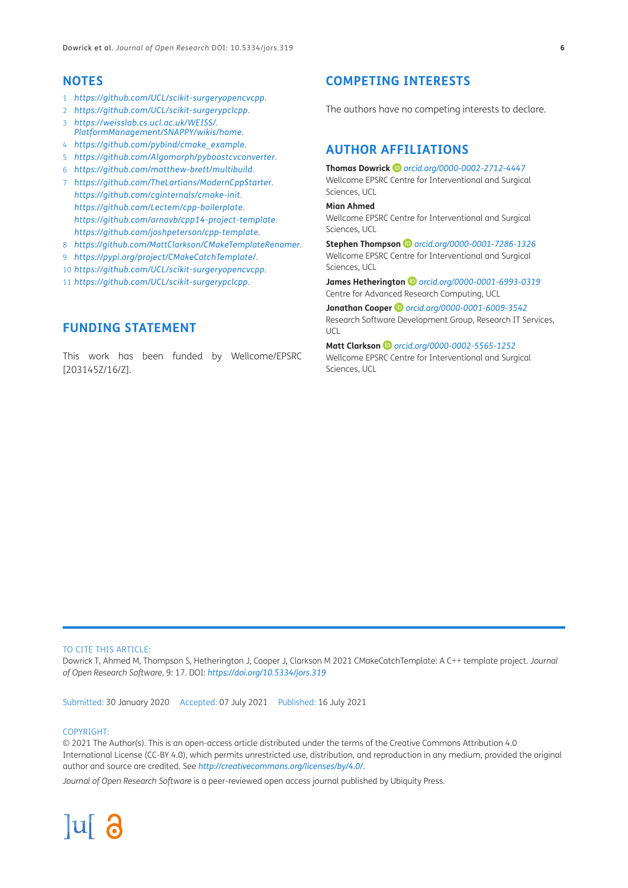## NOTES

1. *https://github.com/UCL/scikit-surgeryopencvcpp.*
2. *https://github.com/UCL/scikit-surgerypclcpp.*
3. *https://weisslab.cs.ucl.ac.uk/WEISS/PlatformManagement/SNAPPY/wikis/home.*
4. *https://github.com/pybind/cmake_example.*
5. *https://github.com/Algomorph/pyboostcvconverter.*
6. *https://github.com/matthew-brett/multibuild.*
7. *https://github.com/TheLartians/ModernCppStarter.* *https://github.com/cginternals/cmake-init.* *https://github.com/Lectem/cpp-boilerplate.* *https://github.com/arnavb/cpp14-project-template.* *https://github.com/joshpeterson/cpp-template.*
8. *https://github.com/MattClarkson/CMakeTemplateRenamer.*
9. *https://pypi.org/project/CMakeCatchTemplate/.*
10. *https://github.com/UCL/scikit-surgeryopencvcpp.*
11. *https://github.com/UCL/scikit-surgerypclcpp.*

## FUNDING STATEMENT

This work has been funded by Wellcome/EPSRC [203145Z/16/Z].

## COMPETING INTERESTS

The authors have no competing interests to declare.

## AUTHOR AFFILIATIONS

**Thomas Dowrick** *orcid.org/0000-0002-2712-4447*
Wellcome EPSRC Centre for Interventional and Surgical Sciences, UCL

**Mian Ahmed**
Wellcome EPSRC Centre for Interventional and Surgical Sciences, UCL

**Stephen Thompson** *orcid.org/0000-0001-7286-1326*
Wellcome EPSRC Centre for Interventional and Surgical Sciences, UCL

**James Hetherington** *orcid.org/0000-0001-6993-0319*
Centre for Advanced Research Computing, UCL

**Jonathan Cooper** *orcid.org/0000-0001-6009-3542*
Research Software Development Group, Research IT Services, UCL

**Matt Clarkson** *orcid.org/0000-0002-5565-1252*
Wellcome EPSRC Centre for Interventional and Surgical Sciences, UCL

TO CITE THIS ARTICLE:

Dowrick T, Ahmed M, Thompson S, Hetherington J, Cooper J, Clarkson M 2021 CMakeCatchTemplate: A C++ template project. *Journal of Open Research Software*, 9: 17. DOI: *https://doi.org/10.5334/jors.319*

Submitted: 30 January 2020 Accepted: 07 July 2021 Published: 16 July 2021

COPYRIGHT:

© 2021 The Author(s). This is an open-access article distributed under the terms of the Creative Commons Attribution 4.0 International License (CC-BY 4.0), which permits unrestricted use, distribution, and reproduction in any medium, provided the original author and source are credited. See *http://creativecommons.org/licenses/by/4.0/*.

*Journal of Open Research Software* is a peer-reviewed open access journal published by Ubiquity Press.